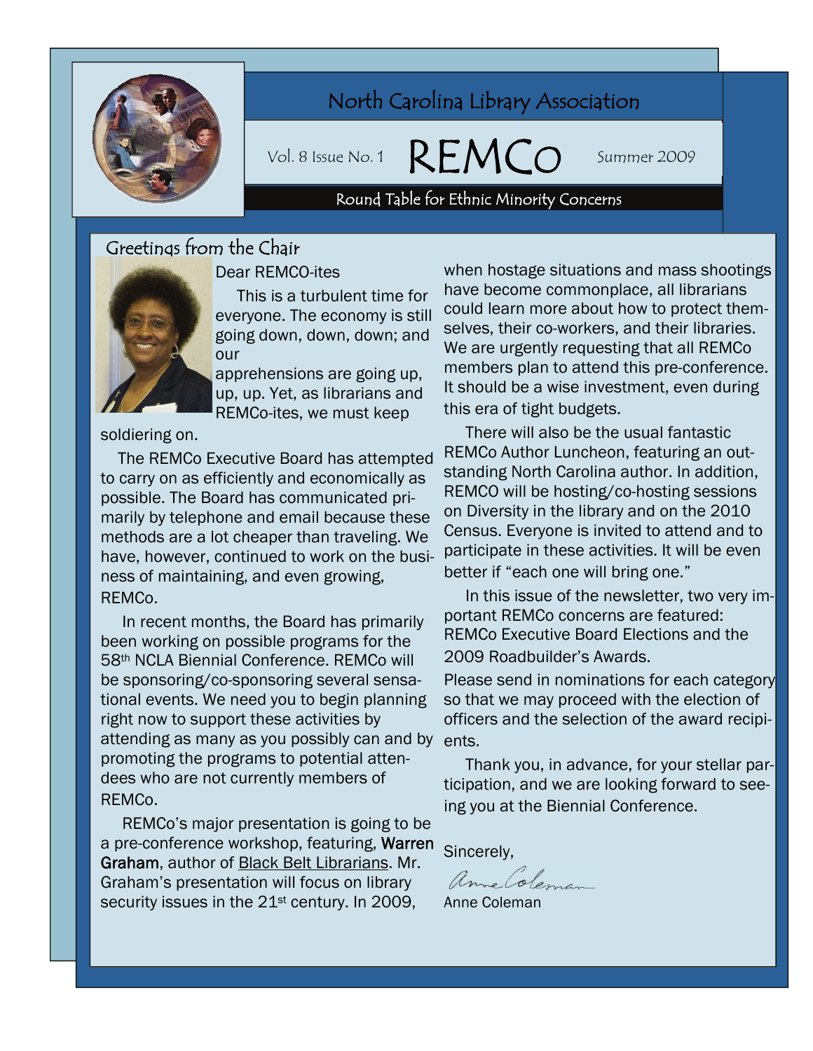# North Carolina Library Association

Vol. 8 Issue No. 1 **REMCo** Summer 2009

Round Table for Ethnic Minority Concerns

## Greetings from the Chair

Dear REMCO-ites

This is a turbulent time for everyone. The economy is still going down, down, down; and our apprehensions are going up, up, up. Yet, as librarians and REMCo-ites, we must keep soldiering on.

The REMCo Executive Board has attempted to carry on as efficiently and economically as possible. The Board has communicated primarily by telephone and email because these methods are a lot cheaper than traveling. We have, however, continued to work on the business of maintaining, and even growing, REMCo.

In recent months, the Board has primarily been working on possible programs for the 58th NCLA Biennial Conference. REMCo will be sponsoring/co-sponsoring several sensational events. We need you to begin planning right now to support these activities by attending as many as you possibly can and by promoting the programs to potential attendees who are not currently members of REMCo.

REMCo's major presentation is going to be a pre-conference workshop, featuring, **Warren Graham**, author of Black Belt Librarians. Mr. Graham's presentation will focus on library security issues in the 21st century. In 2009, when hostage situations and mass shootings have become commonplace, all librarians could learn more about how to protect themselves, their co-workers, and their libraries. We are urgently requesting that all REMCo members plan to attend this pre-conference. It should be a wise investment, even during this era of tight budgets.

There will also be the usual fantastic REMCo Author Luncheon, featuring an outstanding North Carolina author. In addition, REMCO will be hosting/co-hosting sessions on Diversity in the library and on the 2010 Census. Everyone is invited to attend and to participate in these activities. It will be even better if "each one will bring one."

In this issue of the newsletter, two very important REMCo concerns are featured: REMCo Executive Board Elections and the 2009 Roadbuilder's Awards.

Please send in nominations for each category so that we may proceed with the election of officers and the selection of the award recipients.

Thank you, in advance, for your stellar participation, and we are looking forward to seeing you at the Biennial Conference.

Sincerely,

Anne Coleman

Anne Coleman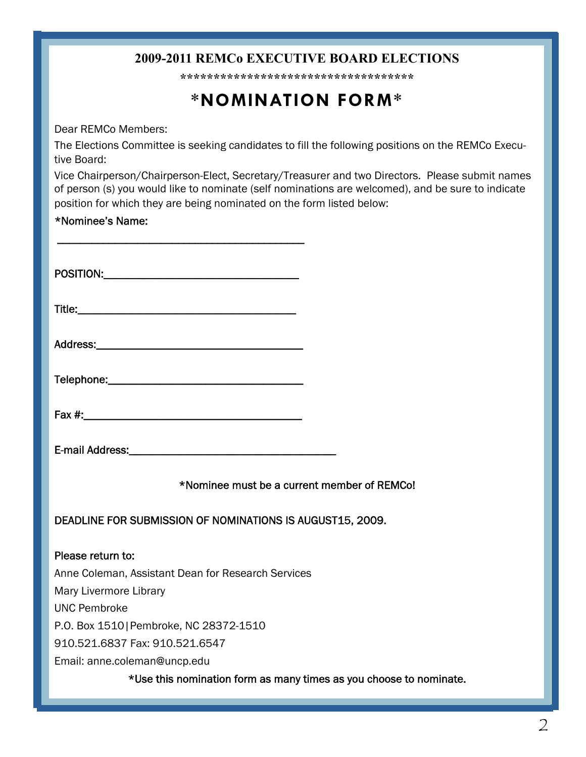## 2009-2011 REMCo EXECUTIVE BOARD ELECTIONS

***********************************

# *NOMINATION FORM*

Dear REMCo Members:

The Elections Committee is seeking candidates to fill the following positions on the REMCo Executive Board:

Vice Chairperson/Chairperson-Elect, Secretary/Treasurer and two Directors. Please submit names of person (s) you would like to nominate (self nominations are welcomed), and be sure to indicate position for which they are being nominated on the form listed below:

*Nominee's Name:

_______________________________________

POSITION:______________________________

Title:__________________________________

Address:_______________________________

Telephone:_____________________________

Fax #:_________________________________

E-mail Address:_________________________

*Nominee must be a current member of REMCo!

DEADLINE FOR SUBMISSION OF NOMINATIONS IS AUGUST15, 2009.

Please return to:

Anne Coleman, Assistant Dean for Research Services

Mary Livermore Library

UNC Pembroke

P.O. Box 1510|Pembroke, NC 28372-1510

910.521.6837 Fax: 910.521.6547

Email: anne.coleman@uncp.edu

*Use this nomination form as many times as you choose to nominate.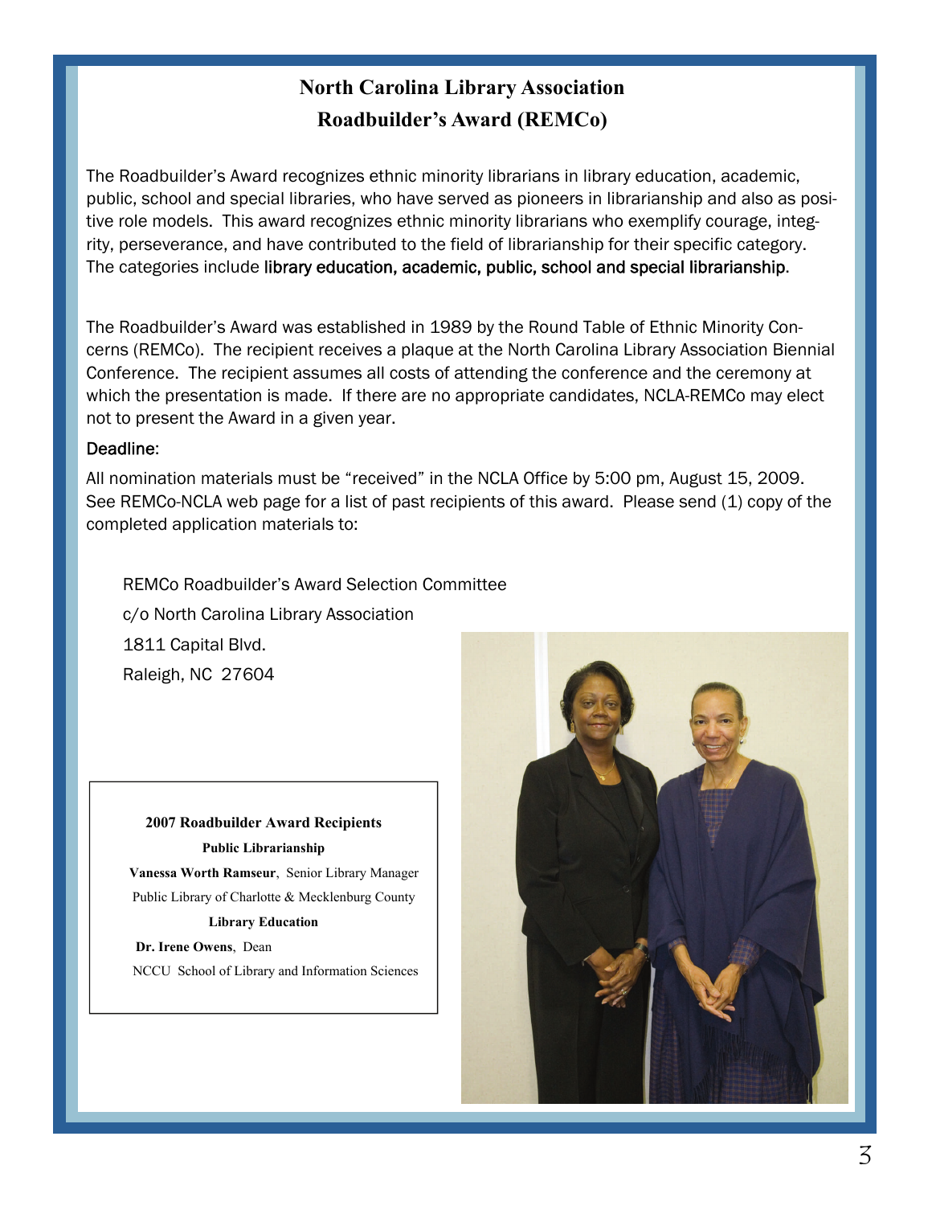# North Carolina Library Association
## Roadbuilder's Award (REMCo)

The Roadbuilder's Award recognizes ethnic minority librarians in library education, academic, public, school and special libraries, who have served as pioneers in librarianship and also as positive role models. This award recognizes ethnic minority librarians who exemplify courage, integrity, perseverance, and have contributed to the field of librarianship for their specific category. The categories include library education, academic, public, school and special librarianship.

The Roadbuilder's Award was established in 1989 by the Round Table of Ethnic Minority Concerns (REMCo). The recipient receives a plaque at the North Carolina Library Association Biennial Conference. The recipient assumes all costs of attending the conference and the ceremony at which the presentation is made. If there are no appropriate candidates, NCLA-REMCo may elect not to present the Award in a given year.

Deadline:

All nomination materials must be "received" in the NCLA Office by 5:00 pm, August 15, 2009. See REMCo-NCLA web page for a list of past recipients of this award. Please send (1) copy of the completed application materials to:

REMCo Roadbuilder's Award Selection Committee
c/o North Carolina Library Association
1811 Capital Blvd.
Raleigh, NC 27604

**2007 Roadbuilder Award Recipients**

**Public Librarianship**

**Vanessa Worth Ramseur**, Senior Library Manager
Public Library of Charlotte & Mecklenburg County

**Library Education**

**Dr. Irene Owens**, Dean
NCCU School of Library and Information Sciences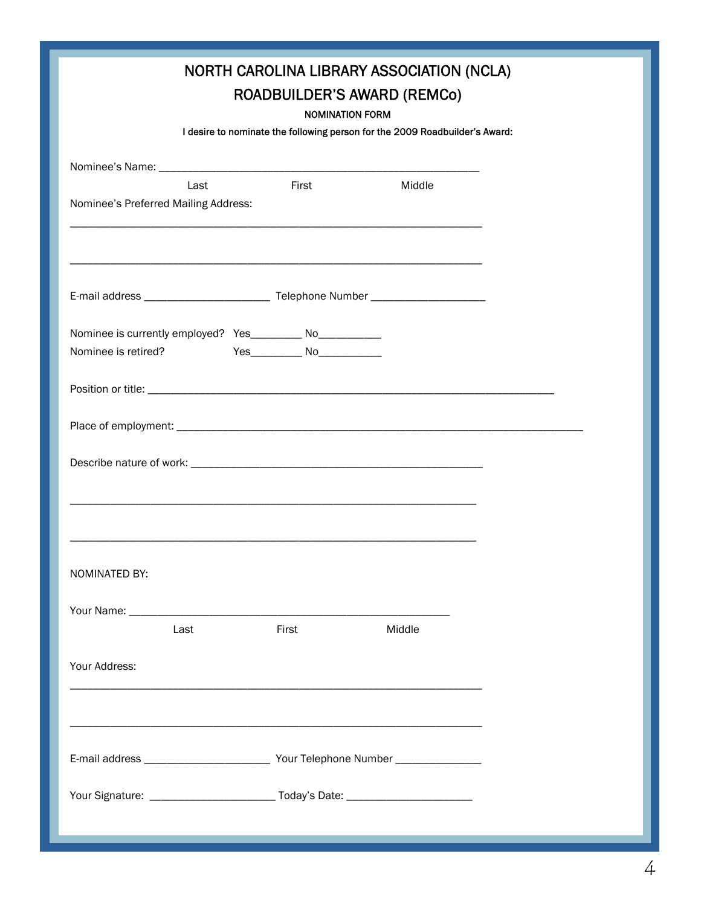# NORTH CAROLINA LIBRARY ASSOCIATION (NCLA)

## ROADBUILDER'S AWARD (REMCo)

**NOMINATION FORM**

**I desire to nominate the following person for the 2009 Roadbuilder's Award:**

Nominee's Name: ________________________________________________________

Last First Middle

Nominee's Preferred Mailing Address:

________________________________________________________________________

________________________________________________________________________

E-mail address ______________________ Telephone Number ____________________

Nominee is currently employed? Yes_________ No___________

Nominee is retired? Yes_________ No___________

Position or title: ________________________________________________________________________

Place of employment: ________________________________________________________________________

Describe nature of work: ___________________________________________________

________________________________________________________________________

________________________________________________________________________

NOMINATED BY:

Your Name: ________________________________________________________

Last First Middle

Your Address:

________________________________________________________________________

________________________________________________________________________

E-mail address ______________________ Your Telephone Number _______________

Your Signature: ______________________ Today's Date: ______________________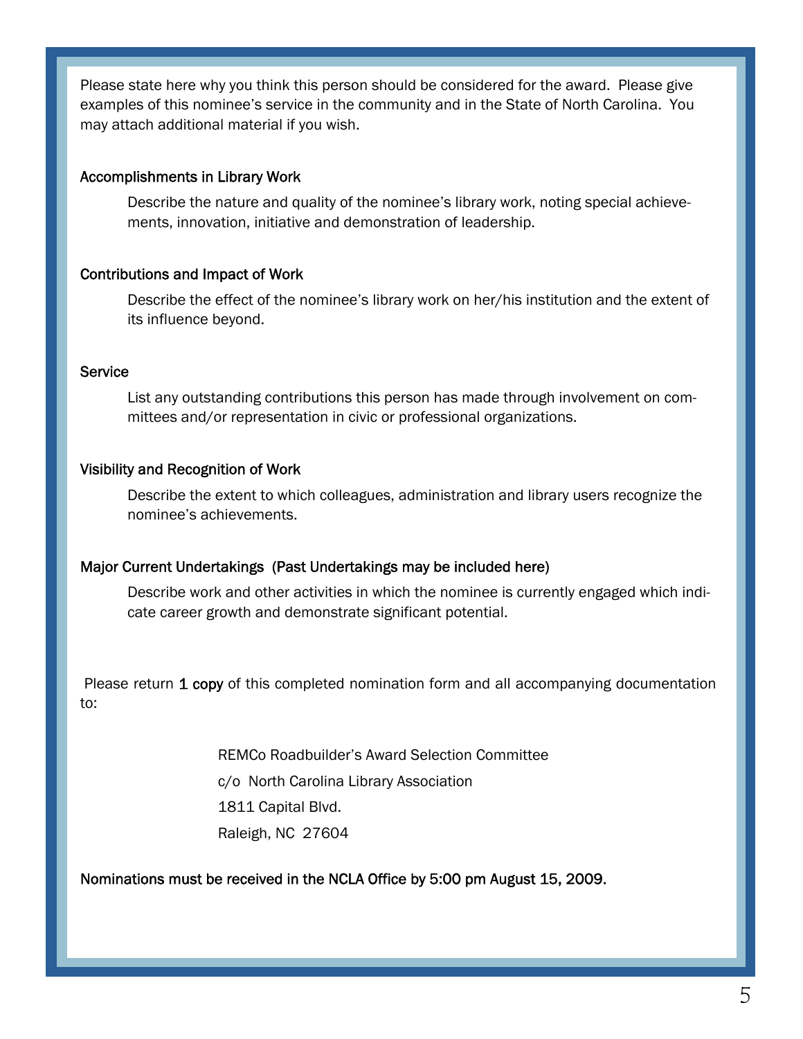Please state here why you think this person should be considered for the award. Please give examples of this nominee's service in the community and in the State of North Carolina. You may attach additional material if you wish.

### Accomplishments in Library Work

Describe the nature and quality of the nominee's library work, noting special achievements, innovation, initiative and demonstration of leadership.

### Contributions and Impact of Work

Describe the effect of the nominee's library work on her/his institution and the extent of its influence beyond.

### Service

List any outstanding contributions this person has made through involvement on committees and/or representation in civic or professional organizations.

### Visibility and Recognition of Work

Describe the extent to which colleagues, administration and library users recognize the nominee's achievements.

### Major Current Undertakings (Past Undertakings may be included here)

Describe work and other activities in which the nominee is currently engaged which indicate career growth and demonstrate significant potential.

Please return **1 copy** of this completed nomination form and all accompanying documentation to:

REMCo Roadbuilder's Award Selection Committee
c/o North Carolina Library Association
1811 Capital Blvd.
Raleigh, NC 27604

**Nominations must be received in the NCLA Office by 5:00 pm August 15, 2009.**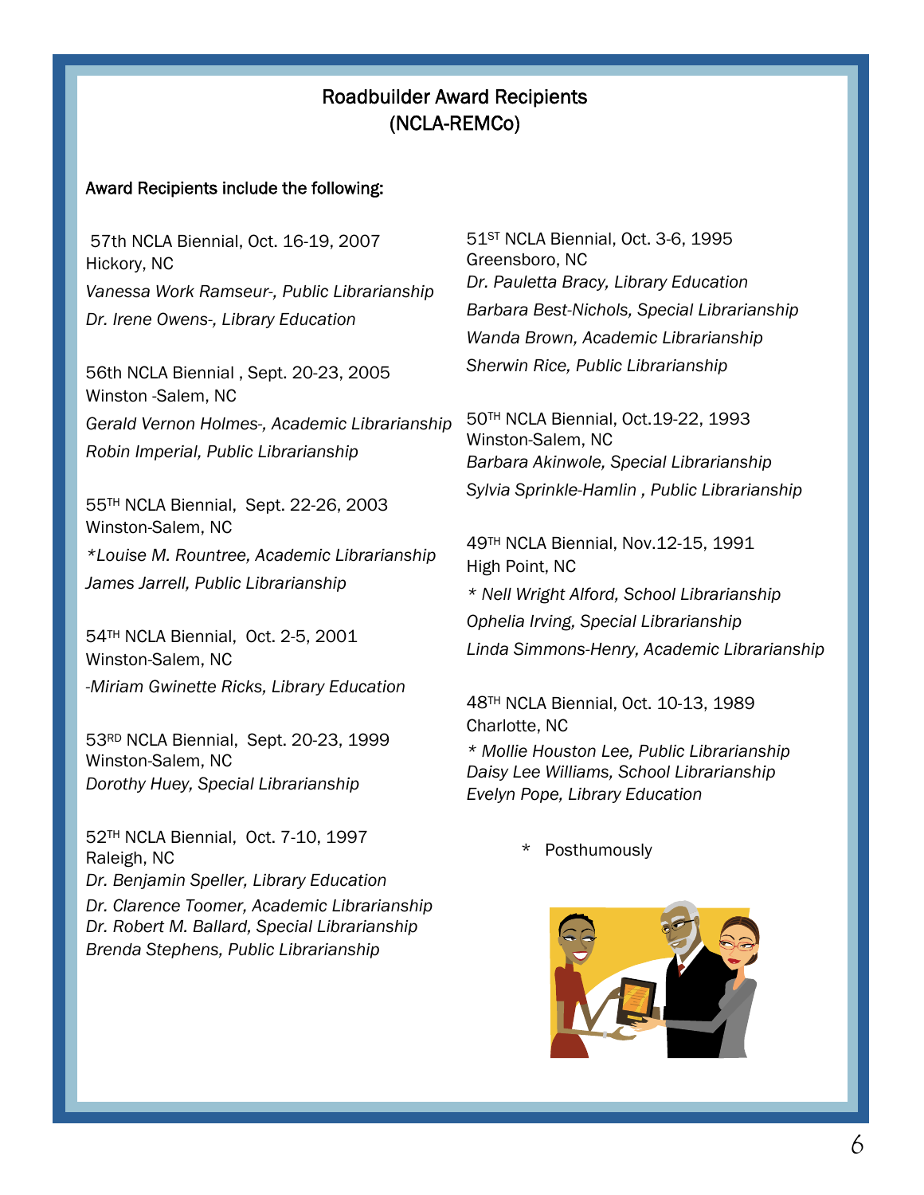# Roadbuilder Award Recipients
# (NCLA-REMCo)

**Award Recipients include the following:**

57th NCLA Biennial, Oct. 16-19, 2007
Hickory, NC

*Vanessa Work Ramseur-, Public Librarianship*

*Dr. Irene Owens-, Library Education*

56th NCLA Biennial , Sept. 20-23, 2005
Winston -Salem, NC

*Gerald Vernon Holmes-, Academic Librarianship*

*Robin Imperial, Public Librarianship*

55TH NCLA Biennial, Sept. 22-26, 2003
Winston-Salem, NC

*\*Louise M. Rountree, Academic Librarianship*

*James Jarrell, Public Librarianship*

54TH NCLA Biennial, Oct. 2-5, 2001
Winston-Salem, NC

*-Miriam Gwinette Ricks, Library Education*

53RD NCLA Biennial, Sept. 20-23, 1999
Winston-Salem, NC

*Dorothy Huey, Special Librarianship*

52TH NCLA Biennial, Oct. 7-10, 1997
Raleigh, NC

*Dr. Benjamin Speller, Library Education*

*Dr. Clarence Toomer, Academic Librarianship*

*Dr. Robert M. Ballard, Special Librarianship*

*Brenda Stephens, Public Librarianship*

51ST NCLA Biennial, Oct. 3-6, 1995
Greensboro, NC

*Dr. Pauletta Bracy, Library Education*

*Barbara Best-Nichols, Special Librarianship*

*Wanda Brown, Academic Librarianship*

*Sherwin Rice, Public Librarianship*

50TH NCLA Biennial, Oct.19-22, 1993
Winston-Salem, NC

*Barbara Akinwole, Special Librarianship*

*Sylvia Sprinkle-Hamlin , Public Librarianship*

49TH NCLA Biennial, Nov.12-15, 1991
High Point, NC

*\* Nell Wright Alford, School Librarianship*

*Ophelia Irving, Special Librarianship*

*Linda Simmons-Henry, Academic Librarianship*

48TH NCLA Biennial, Oct. 10-13, 1989
Charlotte, NC

*\* Mollie Houston Lee, Public Librarianship*

*Daisy Lee Williams, School Librarianship*

*Evelyn Pope, Library Education*

\* Posthumously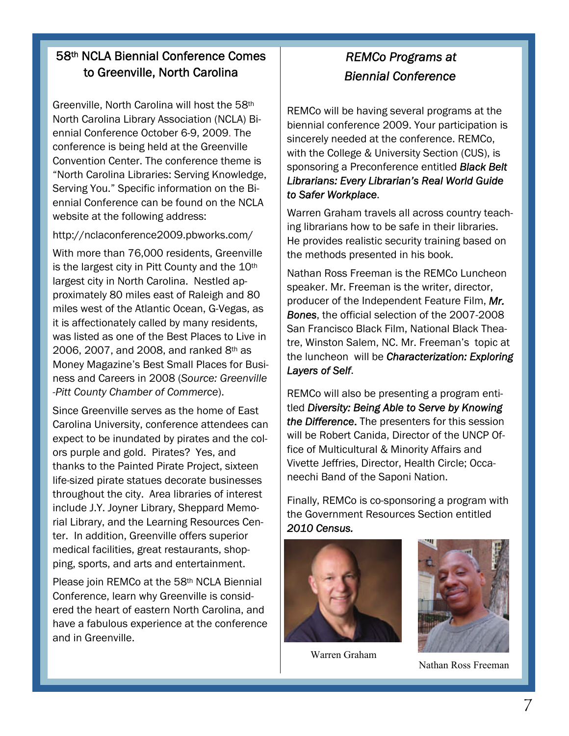## 58th NCLA Biennial Conference Comes to Greenville, North Carolina

Greenville, North Carolina will host the 58th North Carolina Library Association (NCLA) Biennial Conference October 6-9, 2009. The conference is being held at the Greenville Convention Center. The conference theme is "North Carolina Libraries: Serving Knowledge, Serving You." Specific information on the Biennial Conference can be found on the NCLA website at the following address:

http://nclaconference2009.pbworks.com/

With more than 76,000 residents, Greenville is the largest city in Pitt County and the 10th largest city in North Carolina. Nestled approximately 80 miles east of Raleigh and 80 miles west of the Atlantic Ocean, G-Vegas, as it is affectionately called by many residents, was listed as one of the Best Places to Live in 2006, 2007, and 2008, and ranked 8th as Money Magazine's Best Small Places for Business and Careers in 2008 (*Source: Greenville-Pitt County Chamber of Commerce*).

Since Greenville serves as the home of East Carolina University, conference attendees can expect to be inundated by pirates and the colors purple and gold. Pirates? Yes, and thanks to the Painted Pirate Project, sixteen life-sized pirate statues decorate businesses throughout the city. Area libraries of interest include J.Y. Joyner Library, Sheppard Memorial Library, and the Learning Resources Center. In addition, Greenville offers superior medical facilities, great restaurants, shopping, sports, and arts and entertainment.

Please join REMCo at the 58th NCLA Biennial Conference, learn why Greenville is considered the heart of eastern North Carolina, and have a fabulous experience at the conference and in Greenville.

## *REMCo Programs at Biennial Conference*

REMCo will be having several programs at the biennial conference 2009. Your participation is sincerely needed at the conference. REMCo, with the College & University Section (CUS), is sponsoring a Preconference entitled ***Black Belt Librarians: Every Librarian's Real World Guide to Safer Workplace***.

Warren Graham travels all across country teaching librarians how to be safe in their libraries. He provides realistic security training based on the methods presented in his book.

Nathan Ross Freeman is the REMCo Luncheon speaker. Mr. Freeman is the writer, director, producer of the Independent Feature Film, ***Mr. Bones***, the official selection of the 2007-2008 San Francisco Black Film, National Black Theatre, Winston Salem, NC. Mr. Freeman's topic at the luncheon will be ***Characterization: Exploring Layers of Self***.

REMCo will also be presenting a program entitled ***Diversity: Being Able to Serve by Knowing the Difference***. The presenters for this session will be Robert Canida, Director of the UNCP Office of Multicultural & Minority Affairs and Vivette Jeffries, Director, Health Circle; Occaneechi Band of the Saponi Nation.

Finally, REMCo is co-sponsoring a program with the Government Resources Section entitled ***2010 Census.***

Warren Graham

Nathan Ross Freeman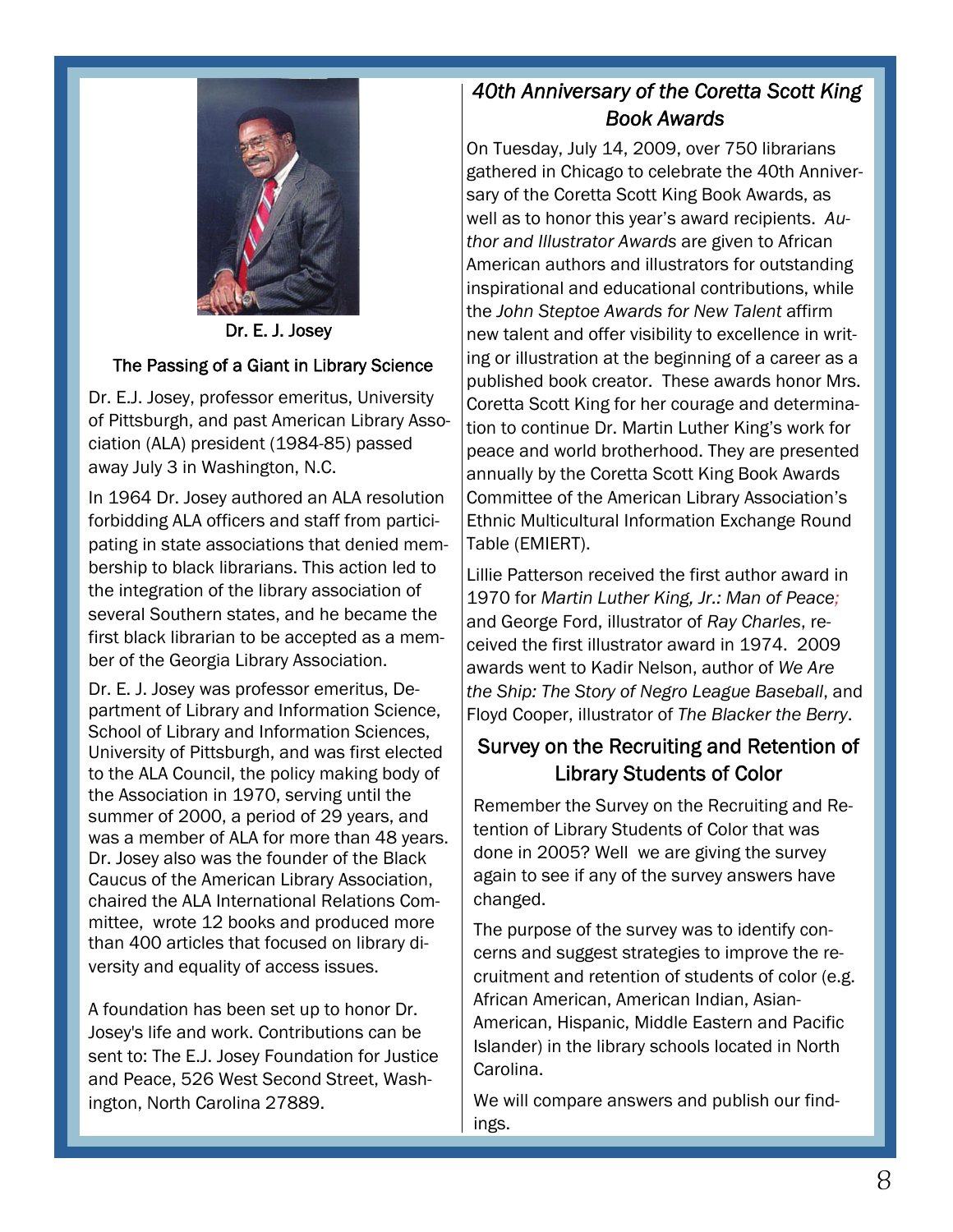Dr. E. J. Josey

## The Passing of a Giant in Library Science

Dr. E.J. Josey, professor emeritus, University of Pittsburgh, and past American Library Association (ALA) president (1984-85) passed away July 3 in Washington, N.C.

In 1964 Dr. Josey authored an ALA resolution forbidding ALA officers and staff from participating in state associations that denied membership to black librarians. This action led to the integration of the library association of several Southern states, and he became the first black librarian to be accepted as a member of the Georgia Library Association.

Dr. E. J. Josey was professor emeritus, Department of Library and Information Science, School of Library and Information Sciences, University of Pittsburgh, and was first elected to the ALA Council, the policy making body of the Association in 1970, serving until the summer of 2000, a period of 29 years, and was a member of ALA for more than 48 years. Dr. Josey also was the founder of the Black Caucus of the American Library Association, chaired the ALA International Relations Committee, wrote 12 books and produced more than 400 articles that focused on library diversity and equality of access issues.

A foundation has been set up to honor Dr. Josey's life and work. Contributions can be sent to: The E.J. Josey Foundation for Justice and Peace, 526 West Second Street, Washington, North Carolina 27889.

## *40th Anniversary of the Coretta Scott King Book Awards*

On Tuesday, July 14, 2009, over 750 librarians gathered in Chicago to celebrate the 40th Anniversary of the Coretta Scott King Book Awards, as well as to honor this year's award recipients. *Author and Illustrator Awards* are given to African American authors and illustrators for outstanding inspirational and educational contributions, while the *John Steptoe Awards for New Talent* affirm new talent and offer visibility to excellence in writing or illustration at the beginning of a career as a published book creator. These awards honor Mrs. Coretta Scott King for her courage and determination to continue Dr. Martin Luther King's work for peace and world brotherhood. They are presented annually by the Coretta Scott King Book Awards Committee of the American Library Association's Ethnic Multicultural Information Exchange Round Table (EMIERT).

Lillie Patterson received the first author award in 1970 for *Martin Luther King, Jr.: Man of Peace*; and George Ford, illustrator of *Ray Charles*, received the first illustrator award in 1974. 2009 awards went to Kadir Nelson, author of *We Are the Ship: The Story of Negro League Baseball*, and Floyd Cooper, illustrator of *The Blacker the Berry*.

## Survey on the Recruiting and Retention of Library Students of Color

Remember the Survey on the Recruiting and Retention of Library Students of Color that was done in 2005? Well we are giving the survey again to see if any of the survey answers have changed.

The purpose of the survey was to identify concerns and suggest strategies to improve the recruitment and retention of students of color (e.g. African American, American Indian, Asian-American, Hispanic, Middle Eastern and Pacific Islander) in the library schools located in North Carolina.

We will compare answers and publish our findings.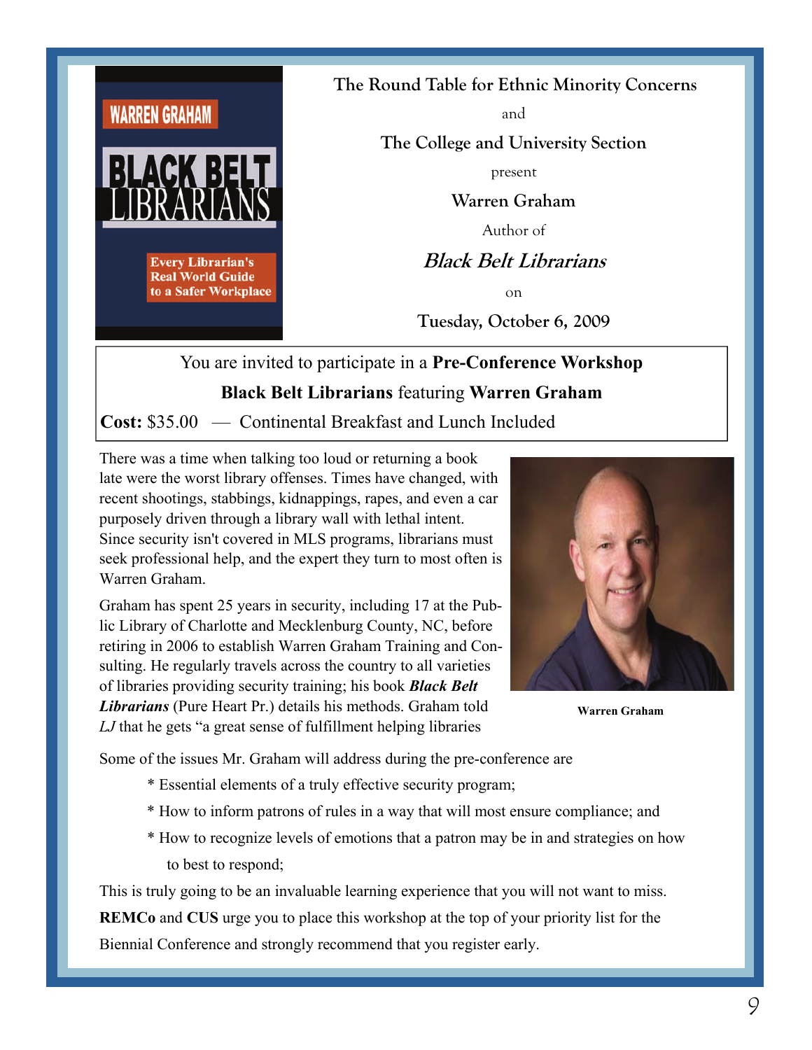The Round Table for Ethnic Minority Concerns

and

The College and University Section

present

**Warren Graham**

Author of

***Black Belt Librarians***

on

**Tuesday, October 6, 2009**

You are invited to participate in a **Pre-Conference Workshop**

**Black Belt Librarians** featuring **Warren Graham**

**Cost:** $35.00 — Continental Breakfast and Lunch Included

There was a time when talking too loud or returning a book late were the worst library offenses. Times have changed, with recent shootings, stabbings, kidnappings, rapes, and even a car purposely driven through a library wall with lethal intent. Since security isn't covered in MLS programs, librarians must seek professional help, and the expert they turn to most often is Warren Graham.

Graham has spent 25 years in security, including 17 at the Public Library of Charlotte and Mecklenburg County, NC, before retiring in 2006 to establish Warren Graham Training and Consulting. He regularly travels across the country to all varieties of libraries providing security training; his book ***Black Belt Librarians*** (Pure Heart Pr.) details his methods. Graham told *LJ* that he gets "a great sense of fulfillment helping libraries

**Warren Graham**

Some of the issues Mr. Graham will address during the pre-conference are

- Essential elements of a truly effective security program;
- How to inform patrons of rules in a way that will most ensure compliance; and
- How to recognize levels of emotions that a patron may be in and strategies on how to best to respond;

This is truly going to be an invaluable learning experience that you will not want to miss. **REMCo** and **CUS** urge you to place this workshop at the top of your priority list for the Biennial Conference and strongly recommend that you register early.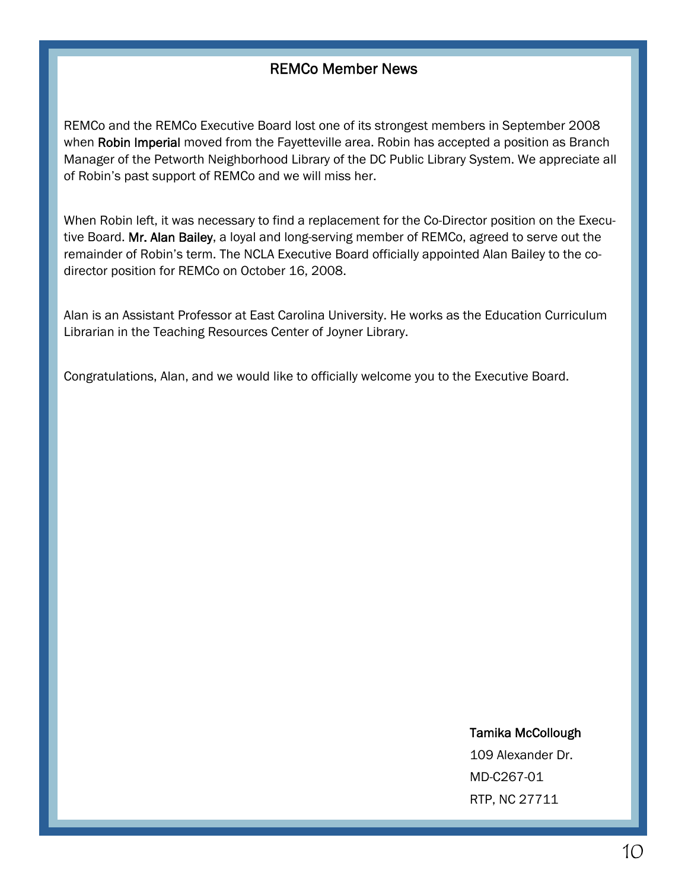## REMCo Member News

REMCo and the REMCo Executive Board lost one of its strongest members in September 2008 when **Robin Imperial** moved from the Fayetteville area. Robin has accepted a position as Branch Manager of the Petworth Neighborhood Library of the DC Public Library System. We appreciate all of Robin's past support of REMCo and we will miss her.

When Robin left, it was necessary to find a replacement for the Co-Director position on the Executive Board. **Mr. Alan Bailey**, a loyal and long-serving member of REMCo, agreed to serve out the remainder of Robin's term. The NCLA Executive Board officially appointed Alan Bailey to the co-director position for REMCo on October 16, 2008.

Alan is an Assistant Professor at East Carolina University. He works as the Education Curriculum Librarian in the Teaching Resources Center of Joyner Library.

Congratulations, Alan, and we would like to officially welcome you to the Executive Board.

**Tamika McCollough**
109 Alexander Dr.
MD-C267-01
RTP, NC 27711